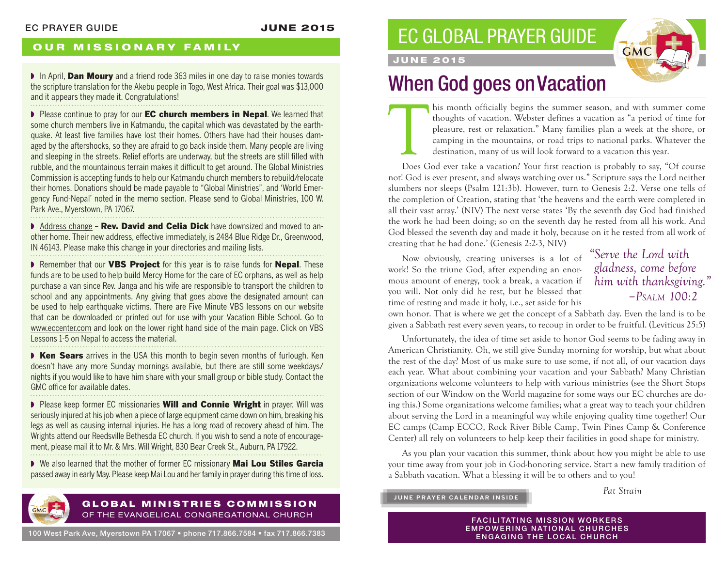## OUR MISSIONARY FAMILY

- In April, **Dan Moury** and a friend rode 363 miles in one day to raise monies towards the scripture translation for the Akebu people in Togo, West Africa. Their goal was $13,000 and it appears they made it. Congratulations!

- Please continue to pray for our **EC church members in Nepal**. We learned that some church members live in Katmandu, the capital which was devastated by the earthquake. At least five families have lost their homes. Others have had their houses damaged by the aftershocks, so they are afraid to go back inside them. Many people are living and sleeping in the streets. Relief efforts are underway, but the streets are still filled with rubble, and the mountainous terrain makes it difficult to get around. The Global Ministries Commission is accepting funds to help our Katmandu church members to rebuild/relocate their homes. Donations should be made payable to "Global Ministries", and 'World Emergency Fund-Nepal' noted in the memo section. Please send to Global Ministries, 100 W. Park Ave., Myerstown, PA 17067.

- Address change – **Rev. David and Celia Dick** have downsized and moved to another home. Their new address, effective immediately, is 2484 Blue Ridge Dr., Greenwood, IN 46143. Please make this change in your directories and mailing lists.

- Remember that our **VBS Project** for this year is to raise funds for **Nepal**. These funds are to be used to help build Mercy Home for the care of EC orphans, as well as help purchase a van since Rev. Janga and his wife are responsible to transport the children to school and any appointments. Any giving that goes above the designated amount can be used to help earthquake victims. There are Five Minute VBS lessons on our website that can be downloaded or printed out for use with your Vacation Bible School. Go to www.eccenter.com and look on the lower right hand side of the main page. Click on VBS Lessons 1-5 on Nepal to access the material.

- **Ken Sears** arrives in the USA this month to begin seven months of furlough. Ken doesn't have any more Sunday mornings available, but there are still some weekdays/nights if you would like to have him share with your small group or bible study. Contact the GMC office for available dates.

- Please keep former EC missionaries **Will and Connie Wright** in prayer. Will was seriously injured at his job when a piece of large equipment came down on him, breaking his legs as well as causing internal injuries. He has a long road of recovery ahead of him. The Wrights attend our Reedsville Bethesda EC church. If you wish to send a note of encouragement, please mail it to Mr. & Mrs. Will Wright, 830 Bear Creek St., Auburn, PA 17922.

- We also learned that the mother of former EC missionary **Mai Lou Stiles Garcia** passed away in early May. Please keep Mai Lou and her family in prayer during this time of loss.

**GLOBAL MINISTRIES COMMISSION**
OF THE EVANGELICAL CONGREGATIONAL CHURCH

100 West Park Ave, Myerstown PA 17067 • phone 717.866.7584 • fax 717.866.7383

# EC GLOBAL PRAYER GUIDE

**JUNE 2015**

## When God goes on Vacation

This month officially begins the summer season, and with summer come thoughts of vacation. Webster defines a vacation as "a period of time for pleasure, rest or relaxation." Many families plan a week at the shore, or camping in the mountains, or road trips to national parks. Whatever the destination, many of us will look forward to a vacation this year.

Does God ever take a vacation? Your first reaction is probably to say, "Of course not! God is ever present, and always watching over us." Scripture says the Lord neither slumbers nor sleeps (Psalm 121:3b). However, turn to Genesis 2:2. Verse one tells of the completion of Creation, stating that 'the heavens and the earth were completed in all their vast array.' (NIV) The next verse states 'By the seventh day God had finished the work he had been doing; so on the seventh day he rested from all his work. And God blessed the seventh day and made it holy, because on it he rested from all work of creating that he had done.' (Genesis 2:2-3, NIV)

> *"Serve the Lord with gladness, come before him with thanksgiving."*
> –Psalm 100:2

Now obviously, creating universes is a lot of work! So the triune God, after expending an enormous amount of energy, took a break, a vacation if you will. Not only did he rest, but he blessed that time of resting and made it holy, i.e., set aside for his own honor. That is where we get the concept of a Sabbath day. Even the land is to be given a Sabbath rest every seven years, to recoup in order to be fruitful. (Leviticus 25:5)

Unfortunately, the idea of time set aside to honor God seems to be fading away in American Christianity. Oh, we still give Sunday morning for worship, but what about the rest of the day? Most of us make sure to use some, if not all, of our vacation days each year. What about combining your vacation and your Sabbath? Many Christian organizations welcome volunteers to help with various ministries (see the Short Stops section of our Window on the World magazine for some ways our EC churches are doing this.) Some organizations welcome families; what a great way to teach your children about serving the Lord in a meaningful way while enjoying quality time together! Our EC camps (Camp ECCO, Rock River Bible Camp, Twin Pines Camp & Conference Center) all rely on volunteers to help keep their facilities in good shape for ministry.

As you plan your vacation this summer, think about how you might be able to use your time away from your job in God-honoring service. Start a new family tradition of a Sabbath vacation. What a blessing it will be to others and to you!

*Pat Strain*

JUNE PRAYER CALENDAR INSIDE

FACILITATING MISSION WORKERS
EMPOWERING NATIONAL CHURCHES
ENGAGING THE LOCAL CHURCH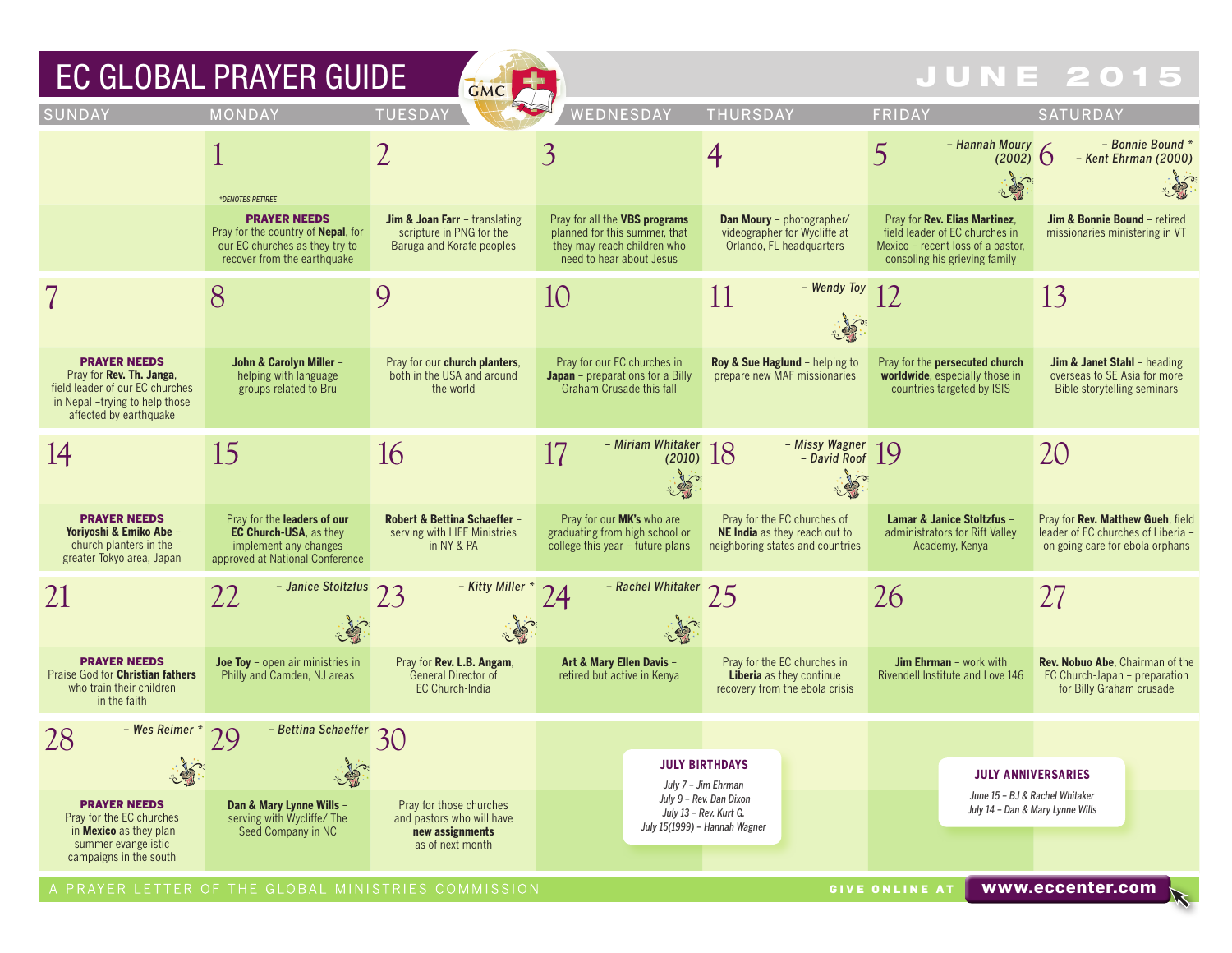# EC GLOBAL PRAYER GUIDE

## JUNE 2015

| SUNDAY | MONDAY | TUESDAY | WEDNESDAY | THURSDAY | FRIDAY | SATURDAY |
|---|---|---|---|---|---|---|
| | **1** *DENOTES RETIREE **PRAYER NEEDS** Pray for the country of **Nepal**, for our EC churches as they try to recover from the earthquake | **2** **Jim & Joan Farr** – translating scripture in PNG for the Baruga and Korafe peoples | **3** Pray for all the **VBS programs** planned for this summer, that they may reach children who need to hear about Jesus | **4** **Dan Moury** – photographer/ videographer for Wycliffe at Orlando, FL headquarters | **5** – Hannah Moury (2002) Pray for **Rev. Elias Martinez**, field leader of EC churches in Mexico – recent loss of a pastor, consoling his grieving family | **6** – Bonnie Bound * – Kent Ehrman (2000) **Jim & Bonnie Bound** – retired missionaries ministering in VT |
| **7** **PRAYER NEEDS** Pray for **Rev. Th. Janga**, field leader of our EC churches in Nepal –trying to help those affected by earthquake | **8** **John & Carolyn Miller** – helping with language groups related to Bru | **9** Pray for our **church planters**, both in the USA and around the world | **10** Pray for our EC churches in **Japan** – preparations for a Billy Graham Crusade this fall | **11** – Wendy Toy **Roy & Sue Haglund** – helping to prepare new MAF missionaries | **12** Pray for the **persecuted church worldwide**, especially those in countries targeted by ISIS | **13** **Jim & Janet Stahl** – heading overseas to SE Asia for more Bible storytelling seminars |
| **14** **PRAYER NEEDS** **Yoriyoshi & Emiko Abe** – church planters in the greater Tokyo area, Japan | **15** Pray for the **leaders of our EC Church-USA**, as they implement any changes approved at National Conference | **16** **Robert & Bettina Schaeffer** – serving with LIFE Ministries in NY & PA | **17** – Miriam Whitaker (2010) Pray for our **MK's** who are graduating from high school or college this year – future plans | **18** – Missy Wagner – David Roof Pray for the EC churches of **NE India** as they reach out to neighboring states and countries | **19** **Lamar & Janice Stoltzfus** – administrators for Rift Valley Academy, Kenya | **20** Pray for **Rev. Matthew Gueh**, field leader of EC churches of Liberia – on going care for ebola orphans |
| **21** **PRAYER NEEDS** Praise God for **Christian fathers** who train their children in the faith | **22** – Janice Stoltzfus **Joe Toy** – open air ministries in Philly and Camden, NJ areas | **23** – Kitty Miller * Pray for **Rev. L.B. Angam**, General Director of EC Church-India | **24** – Rachel Whitaker **Art & Mary Ellen Davis** – retired but active in Kenya | **25** Pray for the EC churches in **Liberia** as they continue recovery from the ebola crisis | **26** **Jim Ehrman** – work with Rivendell Institute and Love 146 | **27** **Rev. Nobuo Abe**, Chairman of the EC Church-Japan – preparation for Billy Graham crusade |
| **28** – Wes Reimer * **PRAYER NEEDS** Pray for the EC churches in **Mexico** as they plan summer evangelistic campaigns in the south | **29** – Bettina Schaeffer **Dan & Mary Lynne Wills** – serving with Wycliffe/ The Seed Company in NC | **30** Pray for those churches and pastors who will have **new assignments** as of next month | | | | |

**JULY BIRTHDAYS**

*July 7 – Jim Ehrman*
*July 9 – Rev. Dan Dixon*
*July 13 – Rev. Kurt G.*
*July 15(1999) – Hannah Wagner*

**JULY ANNIVERSARIES**

*June 15 – BJ & Rachel Whitaker*
*July 14 – Dan & Mary Lynne Wills*

A PRAYER LETTER OF THE GLOBAL MINISTRIES COMMISSION

GIVE ONLINE AT **www.eccenter.com**